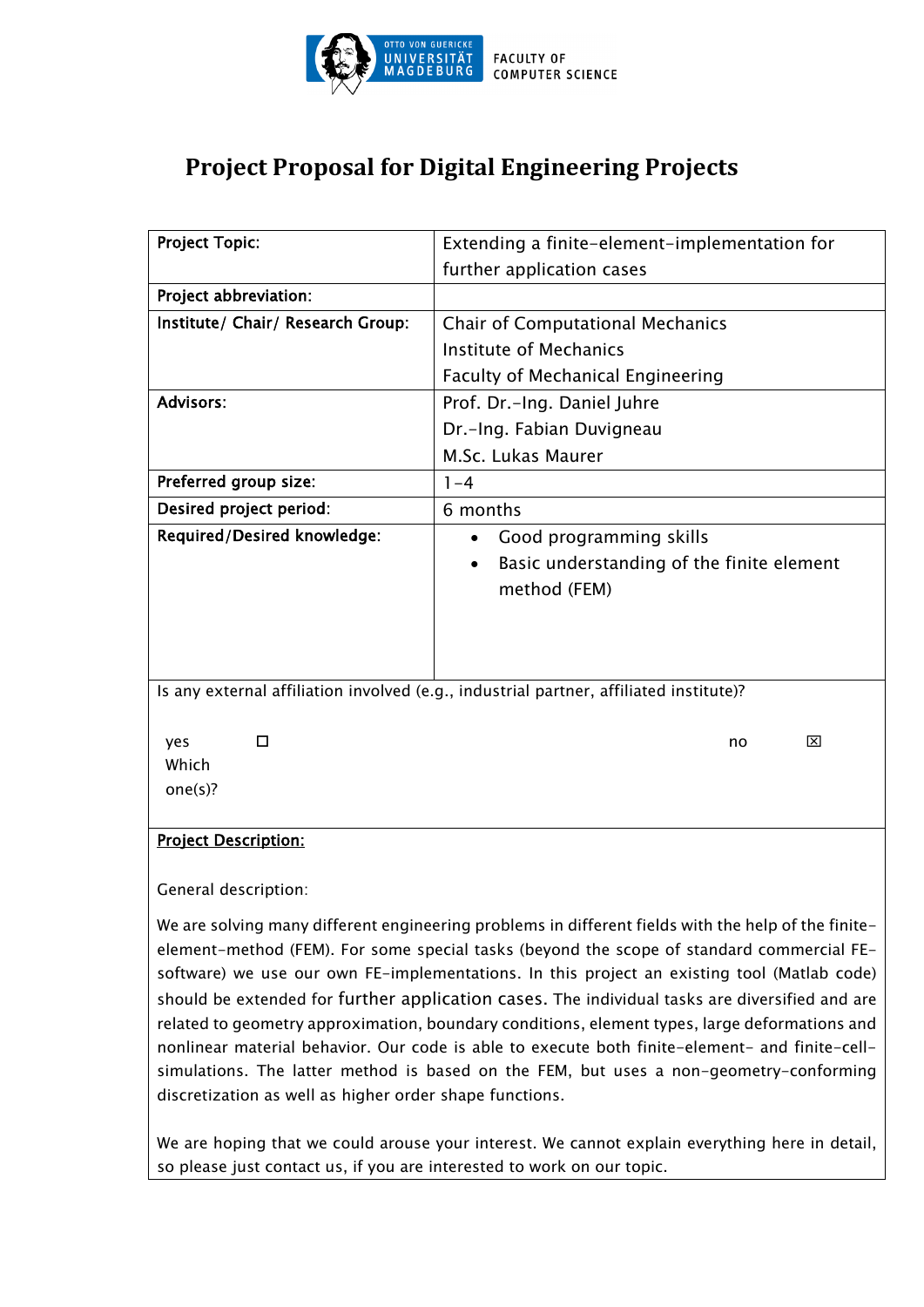OTTO VON GUERICKE UNIVERSITÄT MAGDEBURG

FACULTY OF COMPUTER SCIENCE

# Project Proposal for Digital Engineering Projects

| **Project Topic:** | Extending a finite-element-implementation for further application cases |
|---|---|
| **Project abbreviation:** | |
| **Institute/ Chair/ Research Group:** | Chair of Computational Mechanics<br>Institute of Mechanics<br>Faculty of Mechanical Engineering |
| **Advisors:** | Prof. Dr.-Ing. Daniel Juhre<br>Dr.-Ing. Fabian Duvigneau<br>M.Sc. Lukas Maurer |
| **Preferred group size:** | 1-4 |
| **Desired project period:** | 6 months |
| **Required/Desired knowledge:** | • Good programming skills<br>• Basic understanding of the finite element method (FEM) |

Is any external affiliation involved (e.g., industrial partner, affiliated institute)?

yes ☐ Which one(s)? no ☒

**Project Description:**

General description:

We are solving many different engineering problems in different fields with the help of the finite-element-method (FEM). For some special tasks (beyond the scope of standard commercial FE-software) we use our own FE-implementations. In this project an existing tool (Matlab code) should be extended for further application cases. The individual tasks are diversified and are related to geometry approximation, boundary conditions, element types, large deformations and nonlinear material behavior. Our code is able to execute both finite-element- and finite-cell-simulations. The latter method is based on the FEM, but uses a non-geometry-conforming discretization as well as higher order shape functions.

We are hoping that we could arouse your interest. We cannot explain everything here in detail, so please just contact us, if you are interested to work on our topic.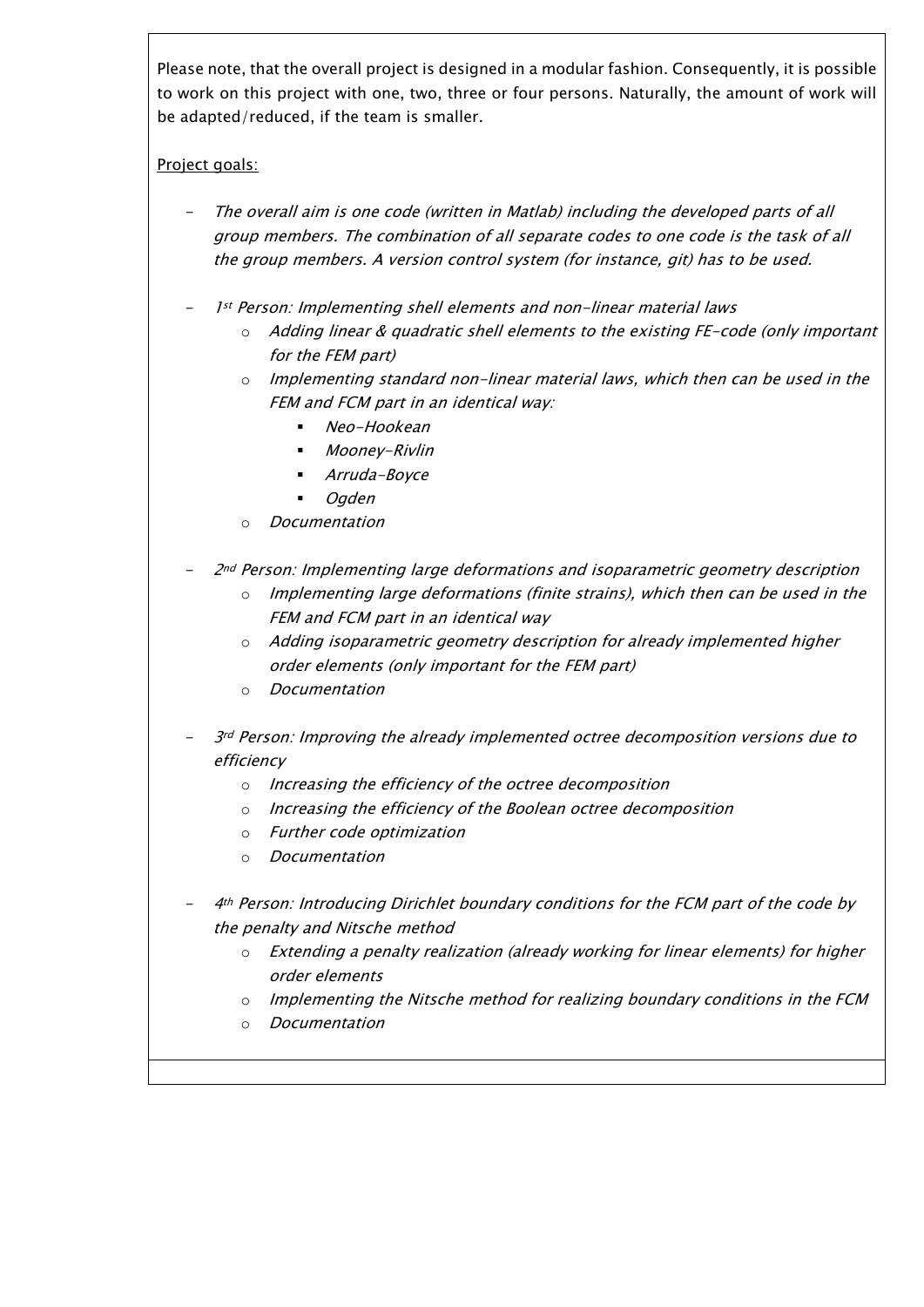Please note, that the overall project is designed in a modular fashion. Consequently, it is possible to work on this project with one, two, three or four persons. Naturally, the amount of work will be adapted/reduced, if the team is smaller.

Project goals:

- *The overall aim is one code (written in Matlab) including the developed parts of all group members. The combination of all separate codes to one code is the task of all the group members. A version control system (for instance, git) has to be used.*
- *1st Person: Implementing shell elements and non-linear material laws*
  - *Adding linear & quadratic shell elements to the existing FE-code (only important for the FEM part)*
  - *Implementing standard non-linear material laws, which then can be used in the FEM and FCM part in an identical way:*
    - *Neo-Hookean*
    - *Mooney-Rivlin*
    - *Arruda-Boyce*
    - *Ogden*
  - *Documentation*
- *2nd Person: Implementing large deformations and isoparametric geometry description*
  - *Implementing large deformations (finite strains), which then can be used in the FEM and FCM part in an identical way*
  - *Adding isoparametric geometry description for already implemented higher order elements (only important for the FEM part)*
  - *Documentation*
- *3rd Person: Improving the already implemented octree decomposition versions due to efficiency*
  - *Increasing the efficiency of the octree decomposition*
  - *Increasing the efficiency of the Boolean octree decomposition*
  - *Further code optimization*
  - *Documentation*
- *4th Person: Introducing Dirichlet boundary conditions for the FCM part of the code by the penalty and Nitsche method*
  - *Extending a penalty realization (already working for linear elements) for higher order elements*
  - *Implementing the Nitsche method for realizing boundary conditions in the FCM*
  - *Documentation*